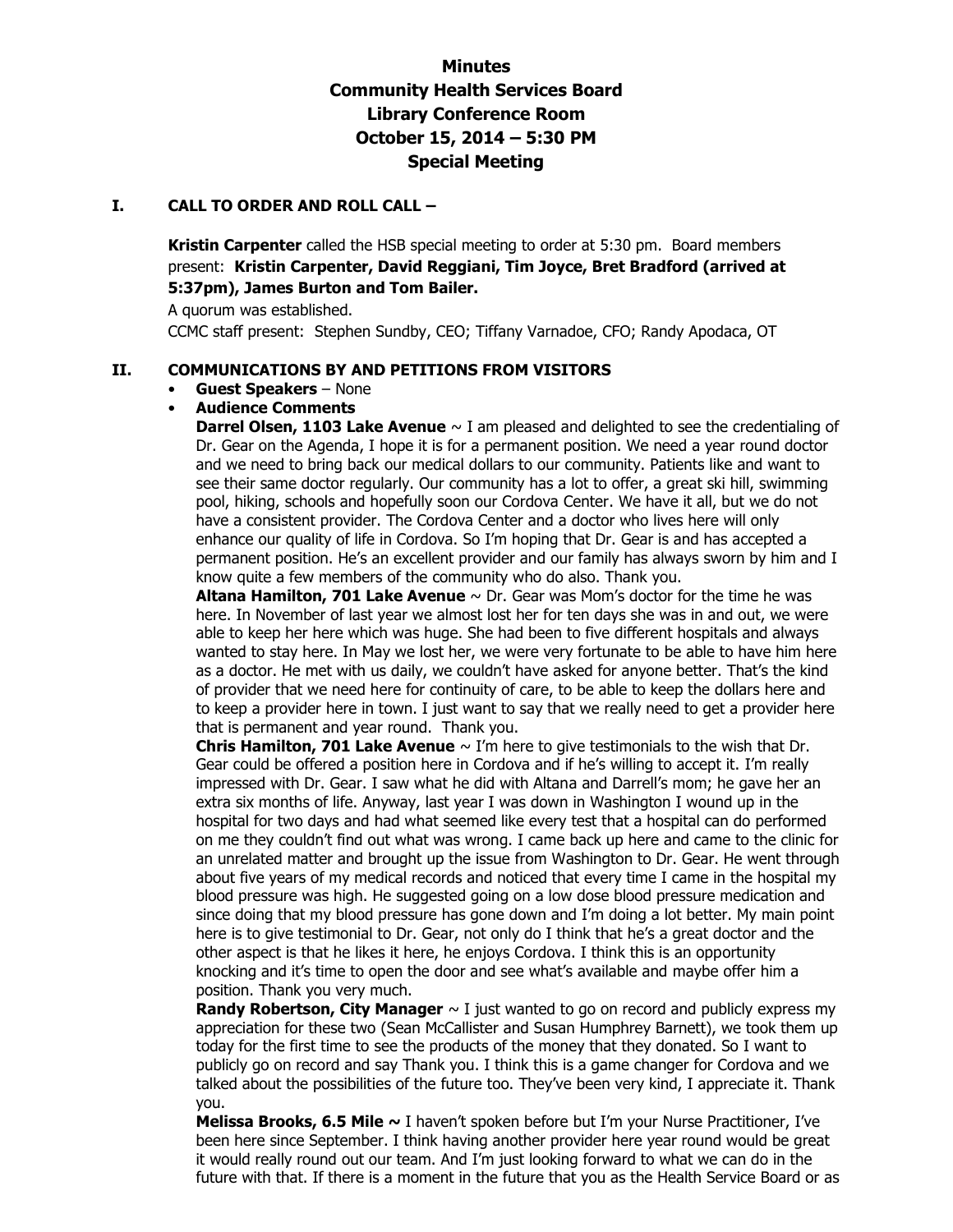# Minutes
# Community Health Services Board
# Library Conference Room
# October 15, 2014 – 5:30 PM
# Special Meeting

## I. CALL TO ORDER AND ROLL CALL –

**Kristin Carpenter** called the HSB special meeting to order at 5:30 pm. Board members present: **Kristin Carpenter, David Reggiani, Tim Joyce, Bret Bradford (arrived at 5:37pm), James Burton and Tom Bailer.**

A quorum was established.

CCMC staff present: Stephen Sundby, CEO; Tiffany Varnadoe, CFO; Randy Apodaca, OT

## II. COMMUNICATIONS BY AND PETITIONS FROM VISITORS

- **Guest Speakers** – None
- **Audience Comments**

**Darrel Olsen, 1103 Lake Avenue** ~ I am pleased and delighted to see the credentialing of Dr. Gear on the Agenda, I hope it is for a permanent position. We need a year round doctor and we need to bring back our medical dollars to our community. Patients like and want to see their same doctor regularly. Our community has a lot to offer, a great ski hill, swimming pool, hiking, schools and hopefully soon our Cordova Center. We have it all, but we do not have a consistent provider. The Cordova Center and a doctor who lives here will only enhance our quality of life in Cordova. So I'm hoping that Dr. Gear is and has accepted a permanent position. He's an excellent provider and our family has always sworn by him and I know quite a few members of the community who do also. Thank you.

**Altana Hamilton, 701 Lake Avenue** ~ Dr. Gear was Mom's doctor for the time he was here. In November of last year we almost lost her for ten days she was in and out, we were able to keep her here which was huge. She had been to five different hospitals and always wanted to stay here. In May we lost her, we were very fortunate to be able to have him here as a doctor. He met with us daily, we couldn't have asked for anyone better. That's the kind of provider that we need here for continuity of care, to be able to keep the dollars here and to keep a provider here in town. I just want to say that we really need to get a provider here that is permanent and year round. Thank you.

**Chris Hamilton, 701 Lake Avenue** ~ I'm here to give testimonials to the wish that Dr. Gear could be offered a position here in Cordova and if he's willing to accept it. I'm really impressed with Dr. Gear. I saw what he did with Altana and Darrell's mom; he gave her an extra six months of life. Anyway, last year I was down in Washington I wound up in the hospital for two days and had what seemed like every test that a hospital can do performed on me they couldn't find out what was wrong. I came back up here and came to the clinic for an unrelated matter and brought up the issue from Washington to Dr. Gear. He went through about five years of my medical records and noticed that every time I came in the hospital my blood pressure was high. He suggested going on a low dose blood pressure medication and since doing that my blood pressure has gone down and I'm doing a lot better. My main point here is to give testimonial to Dr. Gear, not only do I think that he's a great doctor and the other aspect is that he likes it here, he enjoys Cordova. I think this is an opportunity knocking and it's time to open the door and see what's available and maybe offer him a position. Thank you very much.

**Randy Robertson, City Manager** ~ I just wanted to go on record and publicly express my appreciation for these two (Sean McCallister and Susan Humphrey Barnett), we took them up today for the first time to see the products of the money that they donated. So I want to publicly go on record and say Thank you. I think this is a game changer for Cordova and we talked about the possibilities of the future too. They've been very kind, I appreciate it. Thank you.

**Melissa Brooks, 6.5 Mile ~** I haven't spoken before but I'm your Nurse Practitioner, I've been here since September. I think having another provider here year round would be great it would really round out our team. And I'm just looking forward to what we can do in the future with that. If there is a moment in the future that you as the Health Service Board or as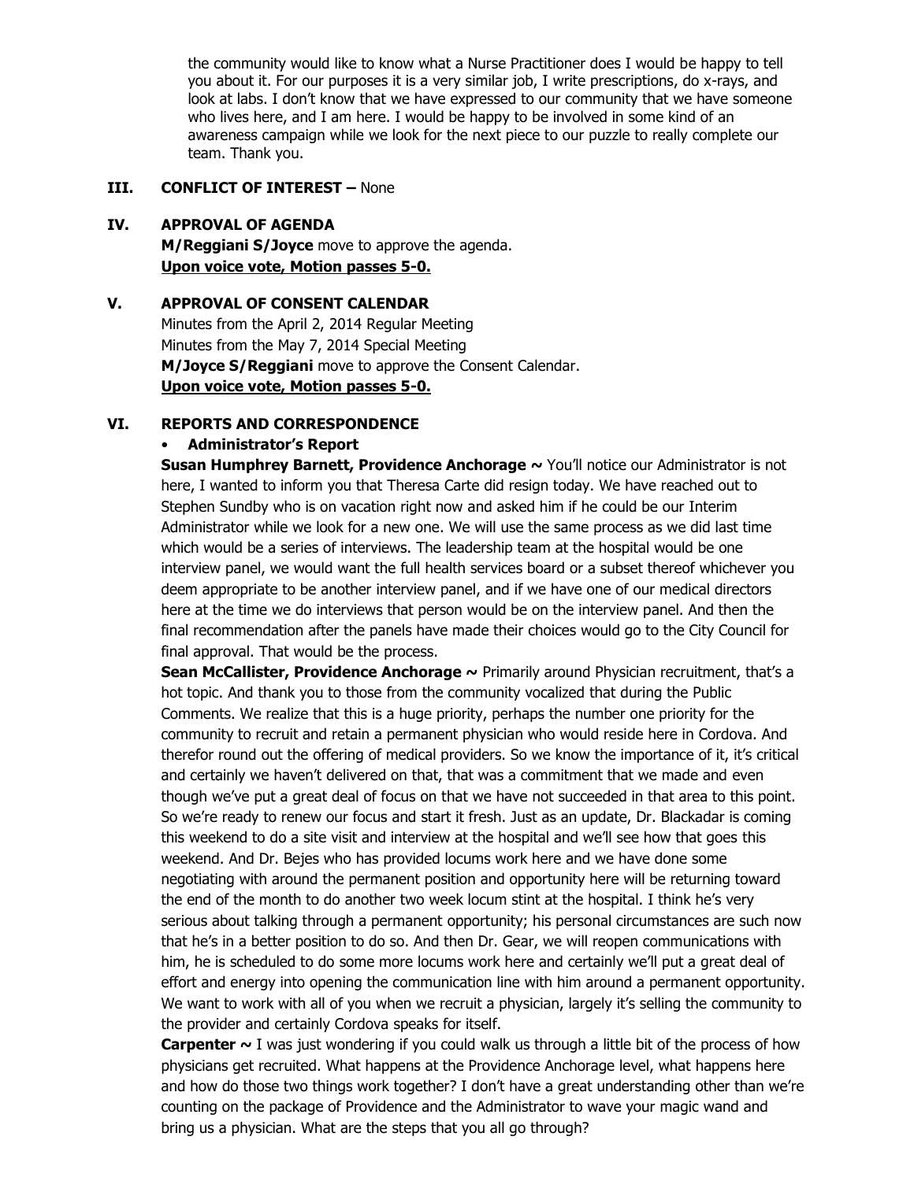the community would like to know what a Nurse Practitioner does I would be happy to tell you about it. For our purposes it is a very similar job, I write prescriptions, do x-rays, and look at labs. I don't know that we have expressed to our community that we have someone who lives here, and I am here. I would be happy to be involved in some kind of an awareness campaign while we look for the next piece to our puzzle to really complete our team. Thank you.

## III. CONFLICT OF INTEREST – None

## IV. APPROVAL OF AGENDA

**M/Reggiani S/Joyce** move to approve the agenda.
**Upon voice vote, Motion passes 5-0.**

## V. APPROVAL OF CONSENT CALENDAR

Minutes from the April 2, 2014 Regular Meeting
Minutes from the May 7, 2014 Special Meeting
**M/Joyce S/Reggiani** move to approve the Consent Calendar.
**Upon voice vote, Motion passes 5-0.**

## VI. REPORTS AND CORRESPONDENCE

- **Administrator's Report**

**Susan Humphrey Barnett, Providence Anchorage ~** You'll notice our Administrator is not here, I wanted to inform you that Theresa Carte did resign today. We have reached out to Stephen Sundby who is on vacation right now and asked him if he could be our Interim Administrator while we look for a new one. We will use the same process as we did last time which would be a series of interviews. The leadership team at the hospital would be one interview panel, we would want the full health services board or a subset thereof whichever you deem appropriate to be another interview panel, and if we have one of our medical directors here at the time we do interviews that person would be on the interview panel. And then the final recommendation after the panels have made their choices would go to the City Council for final approval. That would be the process.

**Sean McCallister, Providence Anchorage ~** Primarily around Physician recruitment, that's a hot topic. And thank you to those from the community vocalized that during the Public Comments. We realize that this is a huge priority, perhaps the number one priority for the community to recruit and retain a permanent physician who would reside here in Cordova. And therefor round out the offering of medical providers. So we know the importance of it, it's critical and certainly we haven't delivered on that, that was a commitment that we made and even though we've put a great deal of focus on that we have not succeeded in that area to this point. So we're ready to renew our focus and start it fresh. Just as an update, Dr. Blackadar is coming this weekend to do a site visit and interview at the hospital and we'll see how that goes this weekend. And Dr. Bejes who has provided locums work here and we have done some negotiating with around the permanent position and opportunity here will be returning toward the end of the month to do another two week locum stint at the hospital. I think he's very serious about talking through a permanent opportunity; his personal circumstances are such now that he's in a better position to do so. And then Dr. Gear, we will reopen communications with him, he is scheduled to do some more locums work here and certainly we'll put a great deal of effort and energy into opening the communication line with him around a permanent opportunity. We want to work with all of you when we recruit a physician, largely it's selling the community to the provider and certainly Cordova speaks for itself.

**Carpenter ~** I was just wondering if you could walk us through a little bit of the process of how physicians get recruited. What happens at the Providence Anchorage level, what happens here and how do those two things work together? I don't have a great understanding other than we're counting on the package of Providence and the Administrator to wave your magic wand and bring us a physician. What are the steps that you all go through?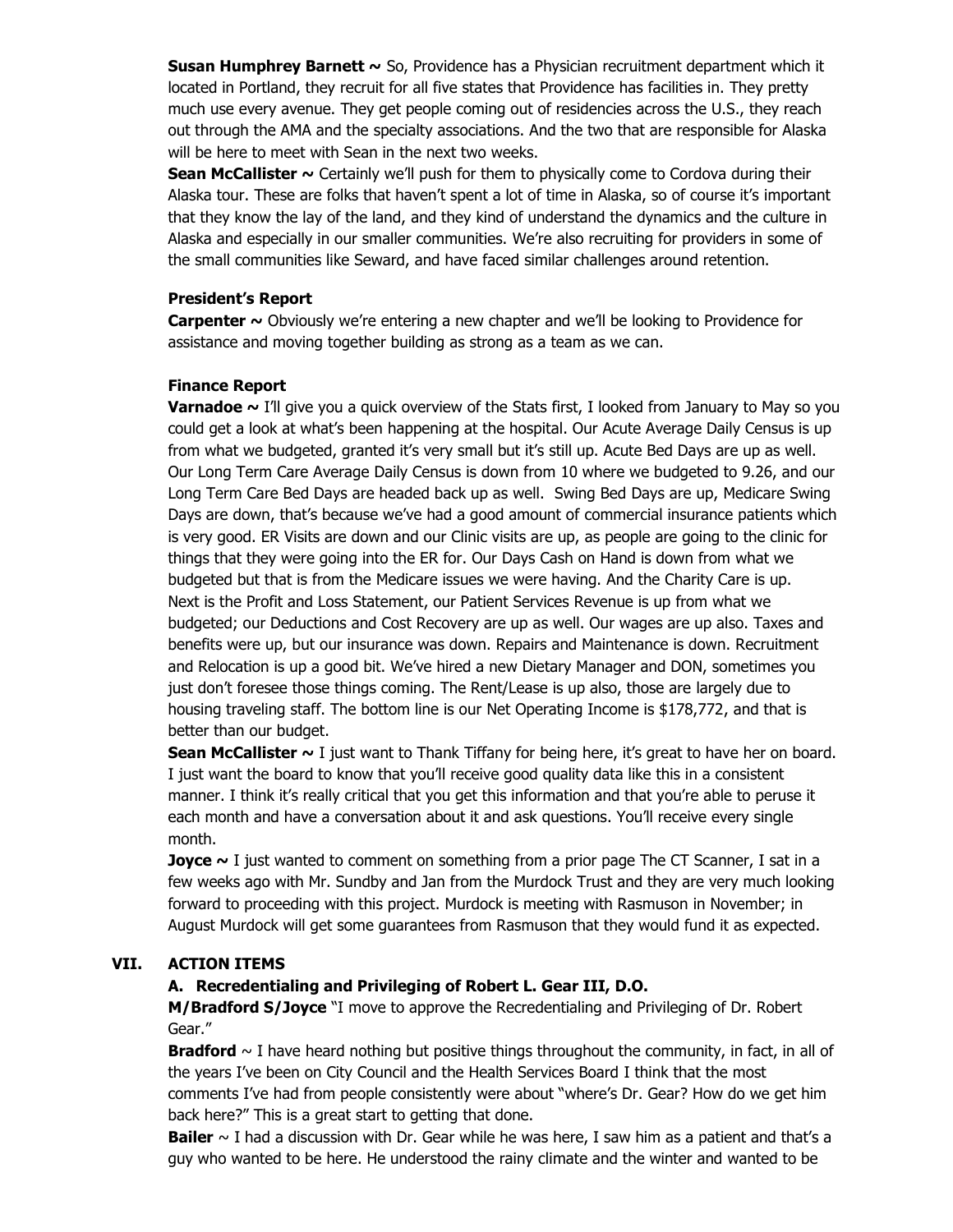**Susan Humphrey Barnett ~** So, Providence has a Physician recruitment department which it located in Portland, they recruit for all five states that Providence has facilities in. They pretty much use every avenue. They get people coming out of residencies across the U.S., they reach out through the AMA and the specialty associations. And the two that are responsible for Alaska will be here to meet with Sean in the next two weeks.

**Sean McCallister ~** Certainly we'll push for them to physically come to Cordova during their Alaska tour. These are folks that haven't spent a lot of time in Alaska, so of course it's important that they know the lay of the land, and they kind of understand the dynamics and the culture in Alaska and especially in our smaller communities. We're also recruiting for providers in some of the small communities like Seward, and have faced similar challenges around retention.

**President's Report**

**Carpenter ~** Obviously we're entering a new chapter and we'll be looking to Providence for assistance and moving together building as strong as a team as we can.

**Finance Report**

**Varnadoe ~** I'll give you a quick overview of the Stats first, I looked from January to May so you could get a look at what's been happening at the hospital. Our Acute Average Daily Census is up from what we budgeted, granted it's very small but it's still up. Acute Bed Days are up as well. Our Long Term Care Average Daily Census is down from 10 where we budgeted to 9.26, and our Long Term Care Bed Days are headed back up as well. Swing Bed Days are up, Medicare Swing Days are down, that's because we've had a good amount of commercial insurance patients which is very good. ER Visits are down and our Clinic visits are up, as people are going to the clinic for things that they were going into the ER for. Our Days Cash on Hand is down from what we budgeted but that is from the Medicare issues we were having. And the Charity Care is up. Next is the Profit and Loss Statement, our Patient Services Revenue is up from what we budgeted; our Deductions and Cost Recovery are up as well. Our wages are up also. Taxes and benefits were up, but our insurance was down. Repairs and Maintenance is down. Recruitment and Relocation is up a good bit. We've hired a new Dietary Manager and DON, sometimes you just don't foresee those things coming. The Rent/Lease is up also, those are largely due to housing traveling staff. The bottom line is our Net Operating Income is $178,772, and that is better than our budget.

**Sean McCallister ~** I just want to Thank Tiffany for being here, it's great to have her on board. I just want the board to know that you'll receive good quality data like this in a consistent manner. I think it's really critical that you get this information and that you're able to peruse it each month and have a conversation about it and ask questions. You'll receive every single month.

**Joyce ~** I just wanted to comment on something from a prior page The CT Scanner, I sat in a few weeks ago with Mr. Sundby and Jan from the Murdock Trust and they are very much looking forward to proceeding with this project. Murdock is meeting with Rasmuson in November; in August Murdock will get some guarantees from Rasmuson that they would fund it as expected.

## VII. ACTION ITEMS

### A. Recredentialing and Privileging of Robert L. Gear III, D.O.

**M/Bradford S/Joyce** "I move to approve the Recredentialing and Privileging of Dr. Robert Gear."

**Bradford** ~ I have heard nothing but positive things throughout the community, in fact, in all of the years I've been on City Council and the Health Services Board I think that the most comments I've had from people consistently were about "where's Dr. Gear? How do we get him back here?" This is a great start to getting that done.

**Bailer** ~ I had a discussion with Dr. Gear while he was here, I saw him as a patient and that's a guy who wanted to be here. He understood the rainy climate and the winter and wanted to be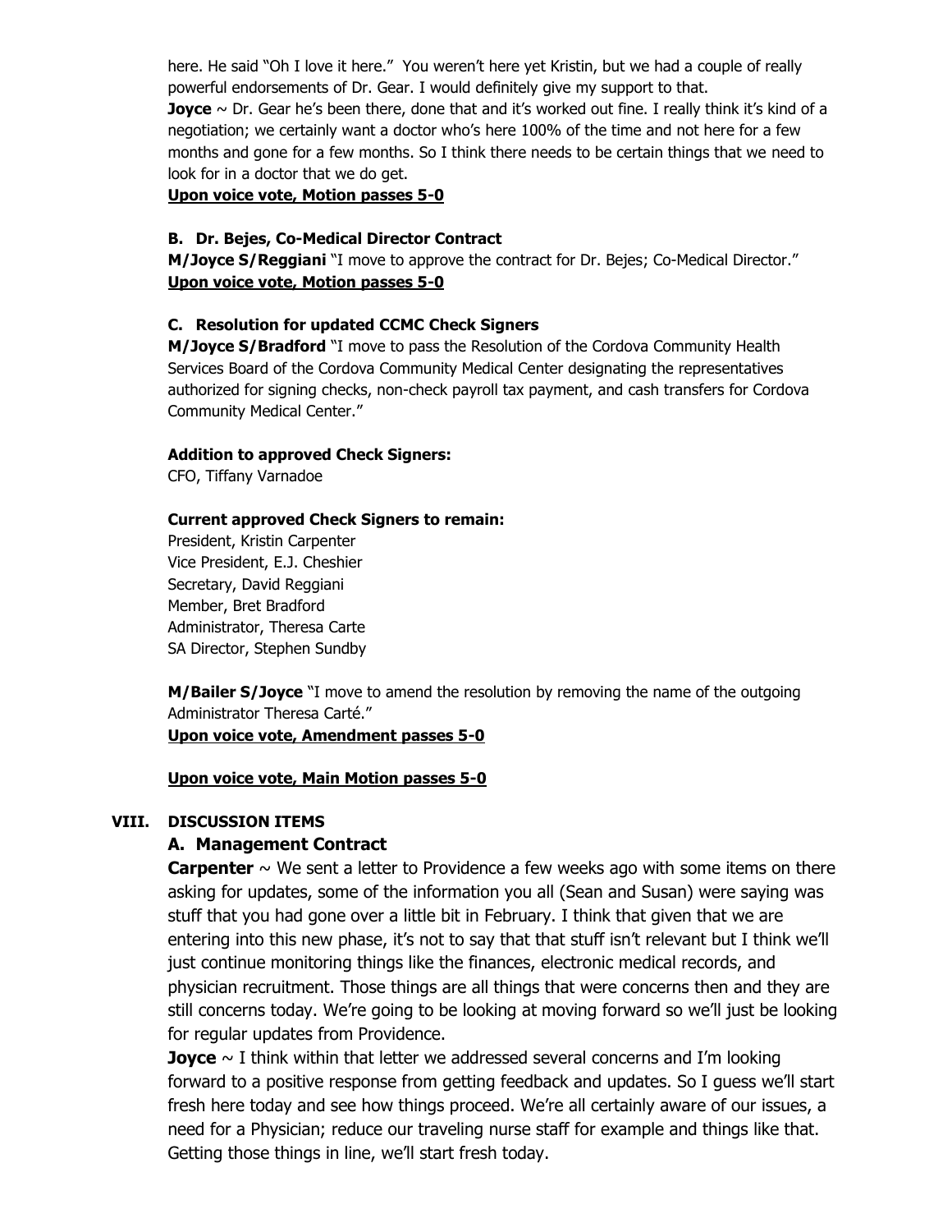here. He said "Oh I love it here." You weren't here yet Kristin, but we had a couple of really powerful endorsements of Dr. Gear. I would definitely give my support to that.

**Joyce** ~ Dr. Gear he's been there, done that and it's worked out fine. I really think it's kind of a negotiation; we certainly want a doctor who's here 100% of the time and not here for a few months and gone for a few months. So I think there needs to be certain things that we need to look for in a doctor that we do get.

**Upon voice vote, Motion passes 5-0**

**B. Dr. Bejes, Co-Medical Director Contract**

**M/Joyce S/Reggiani** "I move to approve the contract for Dr. Bejes; Co-Medical Director."

**Upon voice vote, Motion passes 5-0**

**C. Resolution for updated CCMC Check Signers**

**M/Joyce S/Bradford** "I move to pass the Resolution of the Cordova Community Health Services Board of the Cordova Community Medical Center designating the representatives authorized for signing checks, non-check payroll tax payment, and cash transfers for Cordova Community Medical Center."

**Addition to approved Check Signers:**

CFO, Tiffany Varnadoe

**Current approved Check Signers to remain:**

President, Kristin Carpenter
Vice President, E.J. Cheshier
Secretary, David Reggiani
Member, Bret Bradford
Administrator, Theresa Carte
SA Director, Stephen Sundby

**M/Bailer S/Joyce** "I move to amend the resolution by removing the name of the outgoing Administrator Theresa Carté."

**Upon voice vote, Amendment passes 5-0**

**Upon voice vote, Main Motion passes 5-0**

## VIII. DISCUSSION ITEMS

### A. Management Contract

**Carpenter** ~ We sent a letter to Providence a few weeks ago with some items on there asking for updates, some of the information you all (Sean and Susan) were saying was stuff that you had gone over a little bit in February. I think that given that we are entering into this new phase, it's not to say that that stuff isn't relevant but I think we'll just continue monitoring things like the finances, electronic medical records, and physician recruitment. Those things are all things that were concerns then and they are still concerns today. We're going to be looking at moving forward so we'll just be looking for regular updates from Providence.

**Joyce** ~ I think within that letter we addressed several concerns and I'm looking forward to a positive response from getting feedback and updates. So I guess we'll start fresh here today and see how things proceed. We're all certainly aware of our issues, a need for a Physician; reduce our traveling nurse staff for example and things like that. Getting those things in line, we'll start fresh today.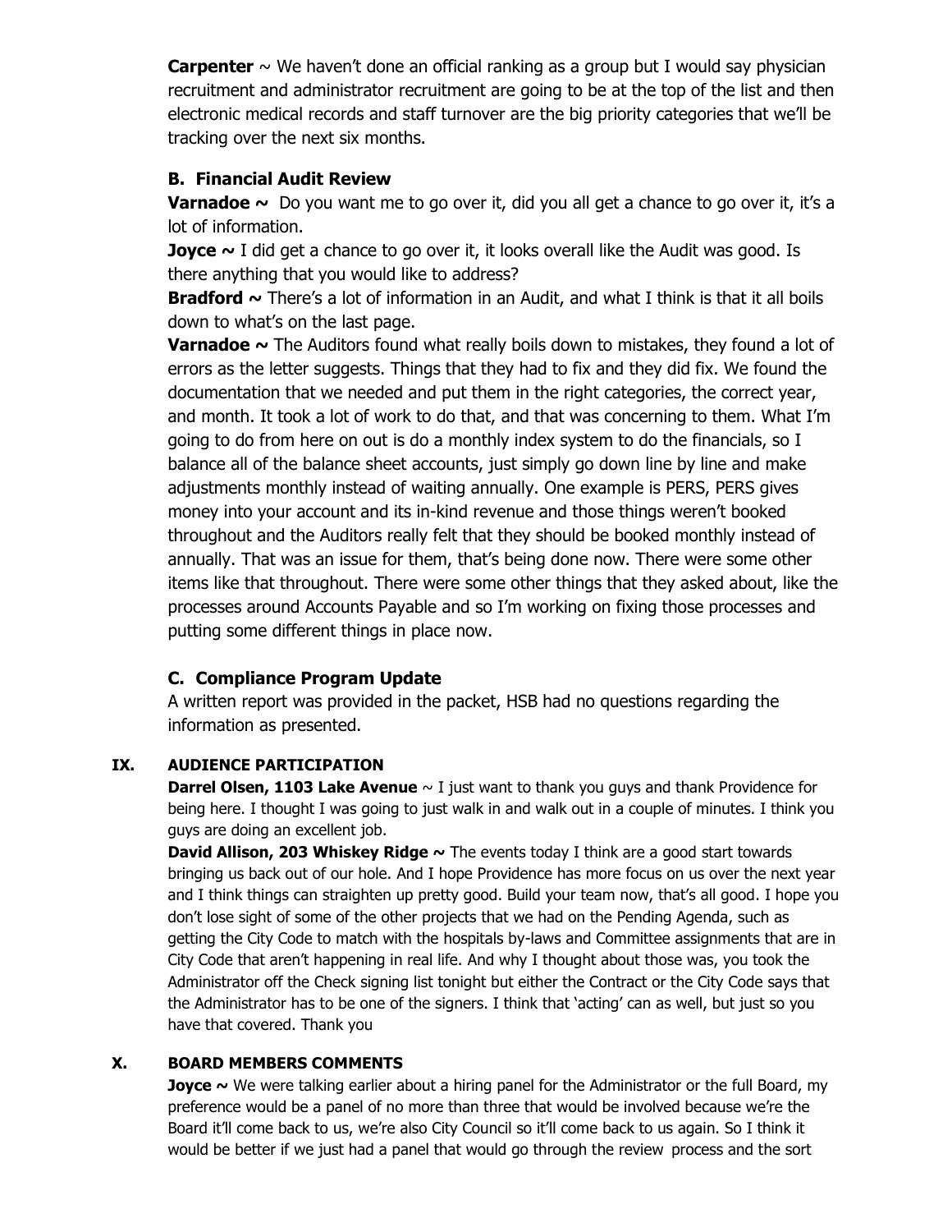**Carpenter** ~ We haven't done an official ranking as a group but I would say physician recruitment and administrator recruitment are going to be at the top of the list and then electronic medical records and staff turnover are the big priority categories that we'll be tracking over the next six months.

### B. Financial Audit Review

**Varnadoe ~** Do you want me to go over it, did you all get a chance to go over it, it's a lot of information.

**Joyce ~** I did get a chance to go over it, it looks overall like the Audit was good. Is there anything that you would like to address?

**Bradford ~** There's a lot of information in an Audit, and what I think is that it all boils down to what's on the last page.

**Varnadoe ~** The Auditors found what really boils down to mistakes, they found a lot of errors as the letter suggests. Things that they had to fix and they did fix. We found the documentation that we needed and put them in the right categories, the correct year, and month. It took a lot of work to do that, and that was concerning to them. What I'm going to do from here on out is do a monthly index system to do the financials, so I balance all of the balance sheet accounts, just simply go down line by line and make adjustments monthly instead of waiting annually. One example is PERS, PERS gives money into your account and its in-kind revenue and those things weren't booked throughout and the Auditors really felt that they should be booked monthly instead of annually. That was an issue for them, that's being done now. There were some other items like that throughout. There were some other things that they asked about, like the processes around Accounts Payable and so I'm working on fixing those processes and putting some different things in place now.

### C. Compliance Program Update

A written report was provided in the packet, HSB had no questions regarding the information as presented.

## IX. AUDIENCE PARTICIPATION

**Darrel Olsen, 1103 Lake Avenue** ~ I just want to thank you guys and thank Providence for being here. I thought I was going to just walk in and walk out in a couple of minutes. I think you guys are doing an excellent job.

**David Allison, 203 Whiskey Ridge ~** The events today I think are a good start towards bringing us back out of our hole. And I hope Providence has more focus on us over the next year and I think things can straighten up pretty good. Build your team now, that's all good. I hope you don't lose sight of some of the other projects that we had on the Pending Agenda, such as getting the City Code to match with the hospitals by-laws and Committee assignments that are in City Code that aren't happening in real life. And why I thought about those was, you took the Administrator off the Check signing list tonight but either the Contract or the City Code says that the Administrator has to be one of the signers. I think that 'acting' can as well, but just so you have that covered. Thank you

## X. BOARD MEMBERS COMMENTS

**Joyce ~** We were talking earlier about a hiring panel for the Administrator or the full Board, my preference would be a panel of no more than three that would be involved because we're the Board it'll come back to us, we're also City Council so it'll come back to us again. So I think it would be better if we just had a panel that would go through the review process and the sort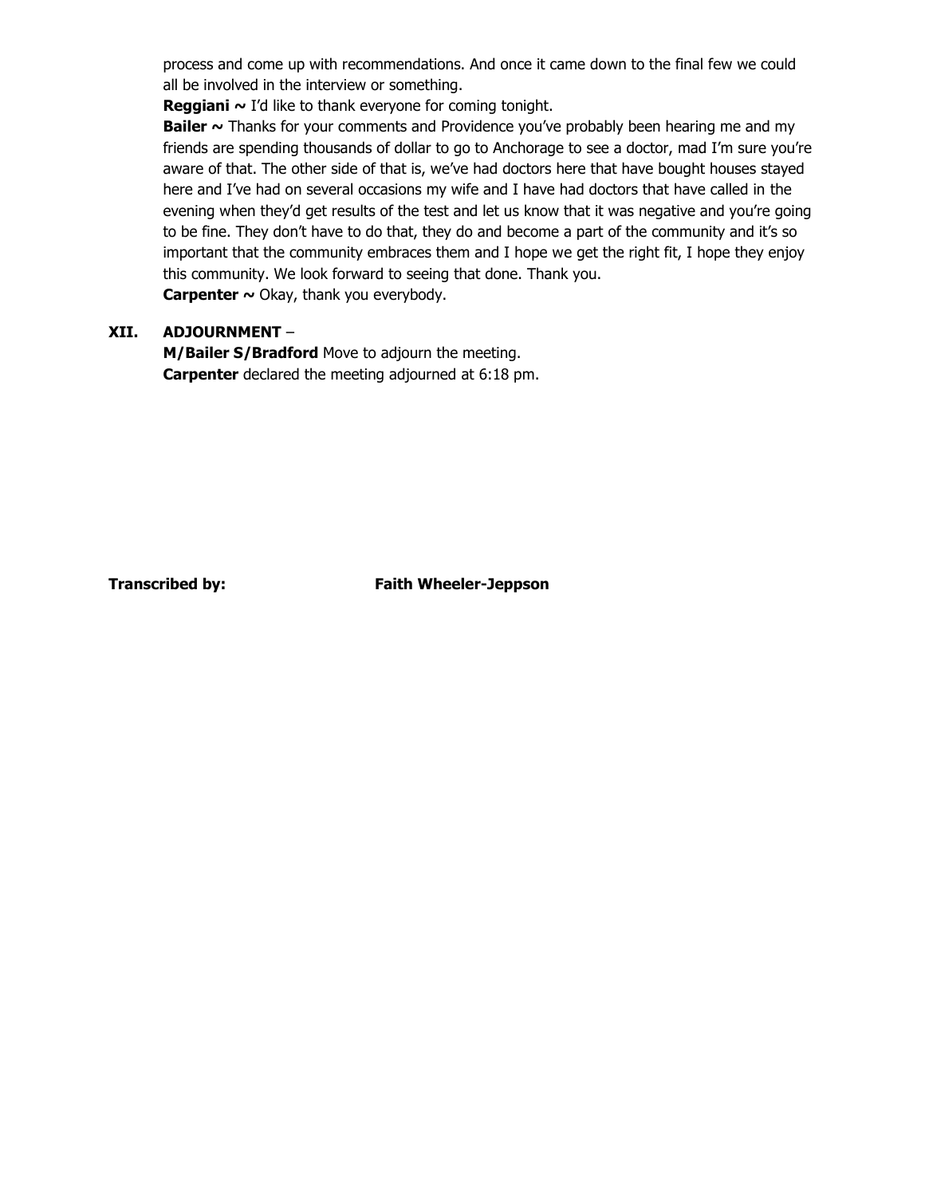process and come up with recommendations. And once it came down to the final few we could all be involved in the interview or something.

**Reggiani ~** I'd like to thank everyone for coming tonight.

**Bailer ~** Thanks for your comments and Providence you've probably been hearing me and my friends are spending thousands of dollar to go to Anchorage to see a doctor, mad I'm sure you're aware of that. The other side of that is, we've had doctors here that have bought houses stayed here and I've had on several occasions my wife and I have had doctors that have called in the evening when they'd get results of the test and let us know that it was negative and you're going to be fine. They don't have to do that, they do and become a part of the community and it's so important that the community embraces them and I hope we get the right fit, I hope they enjoy this community. We look forward to seeing that done. Thank you.

**Carpenter ~** Okay, thank you everybody.

## XII. ADJOURNMENT –

**M/Bailer S/Bradford** Move to adjourn the meeting.

**Carpenter** declared the meeting adjourned at 6:18 pm.

**Transcribed by:** **Faith Wheeler-Jeppson**